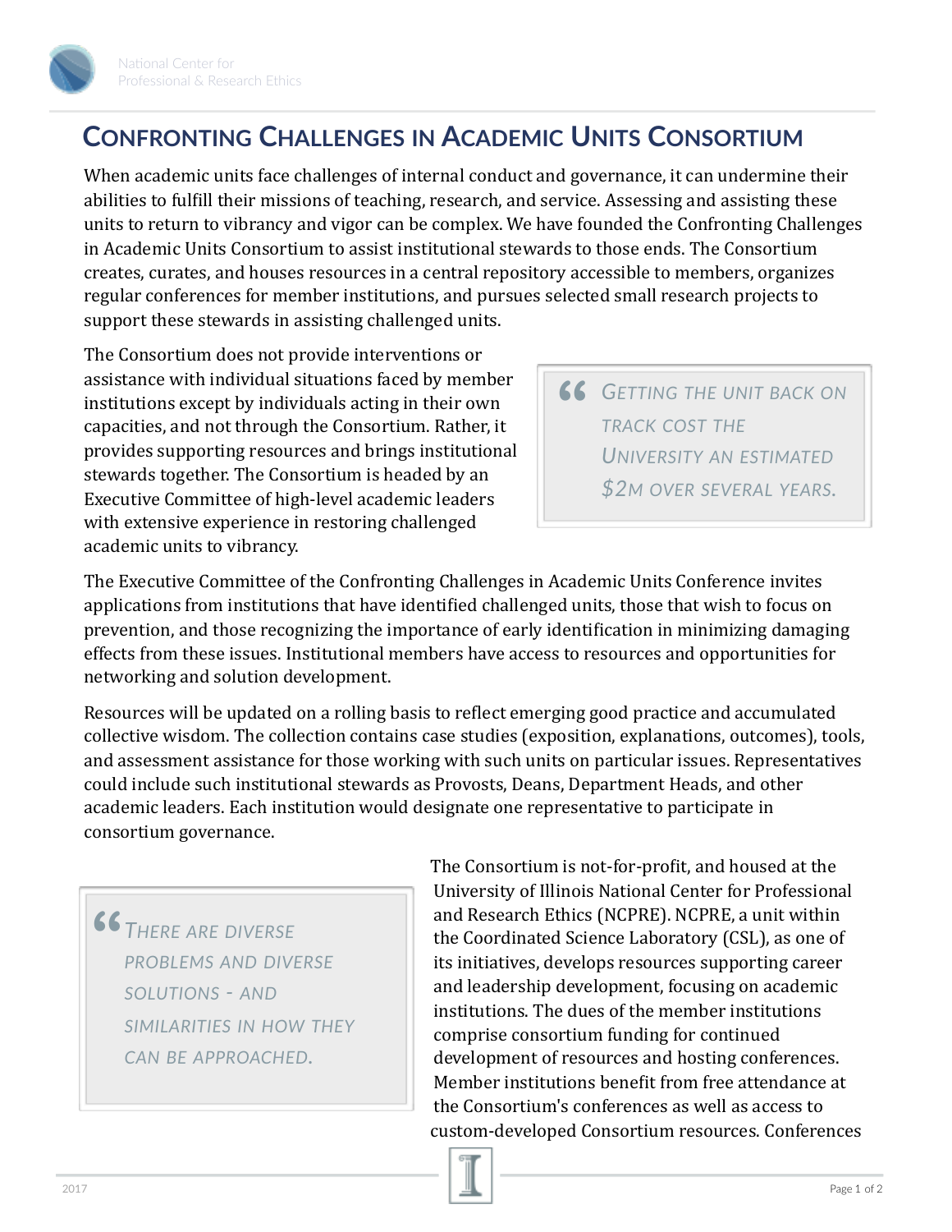# Confronting Challenges in Academic Units Consortium

When academic units face challenges of internal conduct and governance, it can undermine their abilities to fulfill their missions of teaching, research, and service. Assessing and assisting these units to return to vibrancy and vigor can be complex. We have founded the Confronting Challenges in Academic Units Consortium to assist institutional stewards to those ends. The Consortium creates, curates, and houses resources in a central repository accessible to members, organizes regular conferences for member institutions, and pursues selected small research projects to support these stewards in assisting challenged units.

The Consortium does not provide interventions or assistance with individual situations faced by member institutions except by individuals acting in their own capacities, and not through the Consortium. Rather, it provides supporting resources and brings institutional stewards together. The Consortium is headed by an Executive Committee of high-level academic leaders with extensive experience in restoring challenged academic units to vibrancy.

> "Getting the unit back on track cost the University an estimated $2M over several years.

The Executive Committee of the Confronting Challenges in Academic Units Conference invites applications from institutions that have identified challenged units, those that wish to focus on prevention, and those recognizing the importance of early identification in minimizing damaging effects from these issues. Institutional members have access to resources and opportunities for networking and solution development.

Resources will be updated on a rolling basis to reflect emerging good practice and accumulated collective wisdom. The collection contains case studies (exposition, explanations, outcomes), tools, and assessment assistance for those working with such units on particular issues. Representatives could include such institutional stewards as Provosts, Deans, Department Heads, and other academic leaders. Each institution would designate one representative to participate in consortium governance.

> "There are diverse problems and diverse solutions - and similarities in how they can be approached.

The Consortium is not-for-profit, and housed at the University of Illinois National Center for Professional and Research Ethics (NCPRE). NCPRE, a unit within the Coordinated Science Laboratory (CSL), as one of its initiatives, develops resources supporting career and leadership development, focusing on academic institutions. The dues of the member institutions comprise consortium funding for continued development of resources and hosting conferences. Member institutions benefit from free attendance at the Consortium's conferences as well as access to custom-developed Consortium resources. Conferences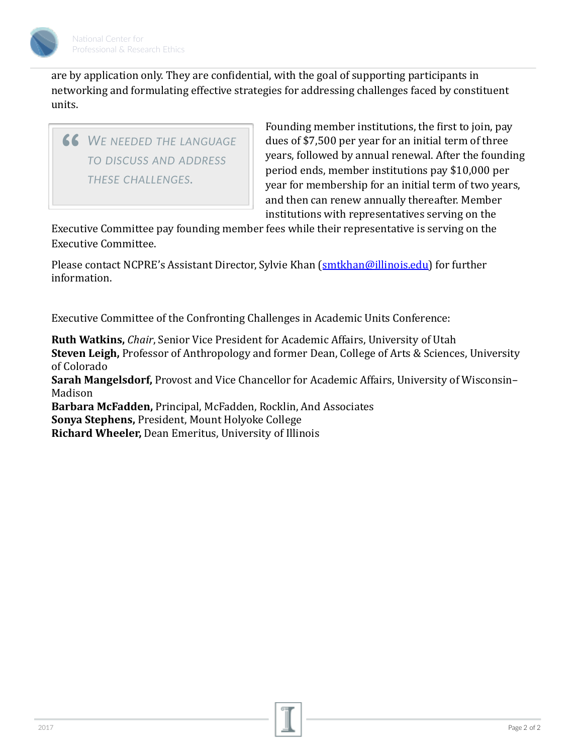are by application only. They are confidential, with the goal of supporting participants in networking and formulating effective strategies for addressing challenges faced by constituent units.

> “We needed the language to discuss and address these challenges.

Founding member institutions, the first to join, pay dues of $7,500 per year for an initial term of three years, followed by annual renewal. After the founding period ends, member institutions pay $10,000 per year for membership for an initial term of two years, and then can renew annually thereafter. Member institutions with representatives serving on the Executive Committee pay founding member fees while their representative is serving on the Executive Committee.

Please contact NCPRE’s Assistant Director, Sylvie Khan (smtkhan@illinois.edu) for further information.

Executive Committee of the Confronting Challenges in Academic Units Conference:

**Ruth Watkins,** *Chair*, Senior Vice President for Academic Affairs, University of Utah
**Steven Leigh,** Professor of Anthropology and former Dean, College of Arts & Sciences, University of Colorado
**Sarah Mangelsdorf,** Provost and Vice Chancellor for Academic Affairs, University of Wisconsin–Madison
**Barbara McFadden,** Principal, McFadden, Rocklin, And Associates
**Sonya Stephens,** President, Mount Holyoke College
**Richard Wheeler,** Dean Emeritus, University of Illinois